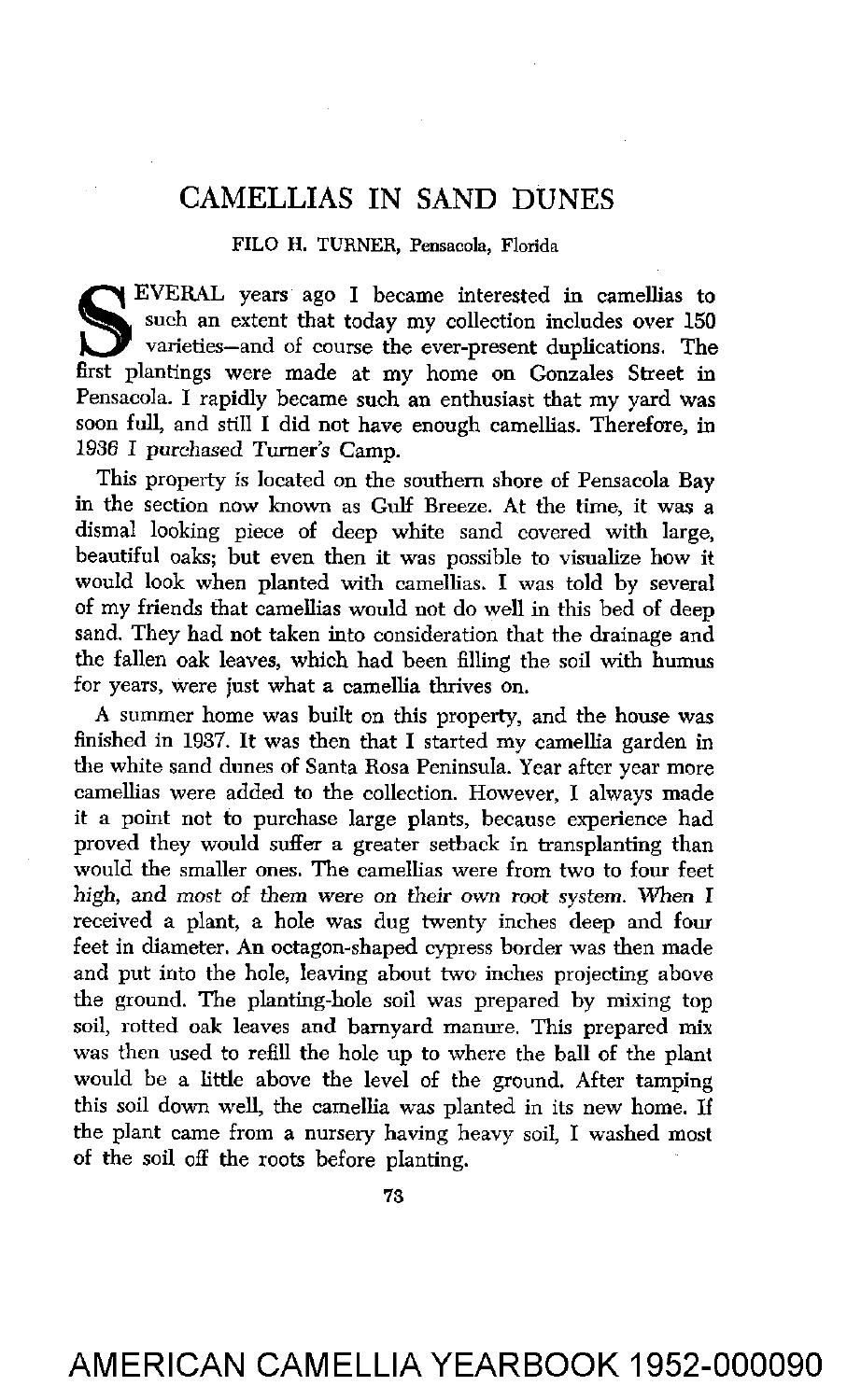# CAMELLIAS IN SAND DUNES

FILO H. TURNER, Pensacola, Florida

SEVERAL years ago I became interested in camellias to such an extent that today my collection includes over 150 varieties—and of course the ever-present duplications. The first plantings were made at my home on Gonzales Street in Pensacola. I rapidly became such an enthusiast that my yard was soon full, and still I did not have enough camellias. Therefore, in 1936 I purchased Turner's Camp.

This property is located on the southern shore of Pensacola Bay in the section now known as Gulf Breeze. At the time, it was a dismal looking piece of deep white sand covered with large, beautiful oaks; but even then it was possible to visualize how it would look when planted with camellias. I was told by several of my friends that camellias would not do well in this bed of deep sand. They had not taken into consideration that the drainage and the fallen oak leaves, which had been filling the soil with humus for years, were just what a camellia thrives on.

A summer home was built on this property, and the house was finished in 1937. It was then that I started my camellia garden in the white sand dunes of Santa Rosa Peninsula. Year after year more camellias were added to the collection. However, I always made it a point not to purchase large plants, because experience had proved they would suffer a greater setback in transplanting than would the smaller ones. The camellias were from two to four feet high, and most of them were on their own root system. When I received a plant, a hole was dug twenty inches deep and four feet in diameter. An octagon-shaped cypress border was then made and put into the hole, leaving about two inches projecting above the ground. The planting-hole soil was prepared by mixing top soil, rotted oak leaves and barnyard manure. This prepared mix was then used to refill the hole up to where the ball of the plant would be a little above the level of the ground. After tamping this soil down well, the camellia was planted in its new home. If the plant came from a nursery having heavy soil, I washed most of the soil off the roots before planting.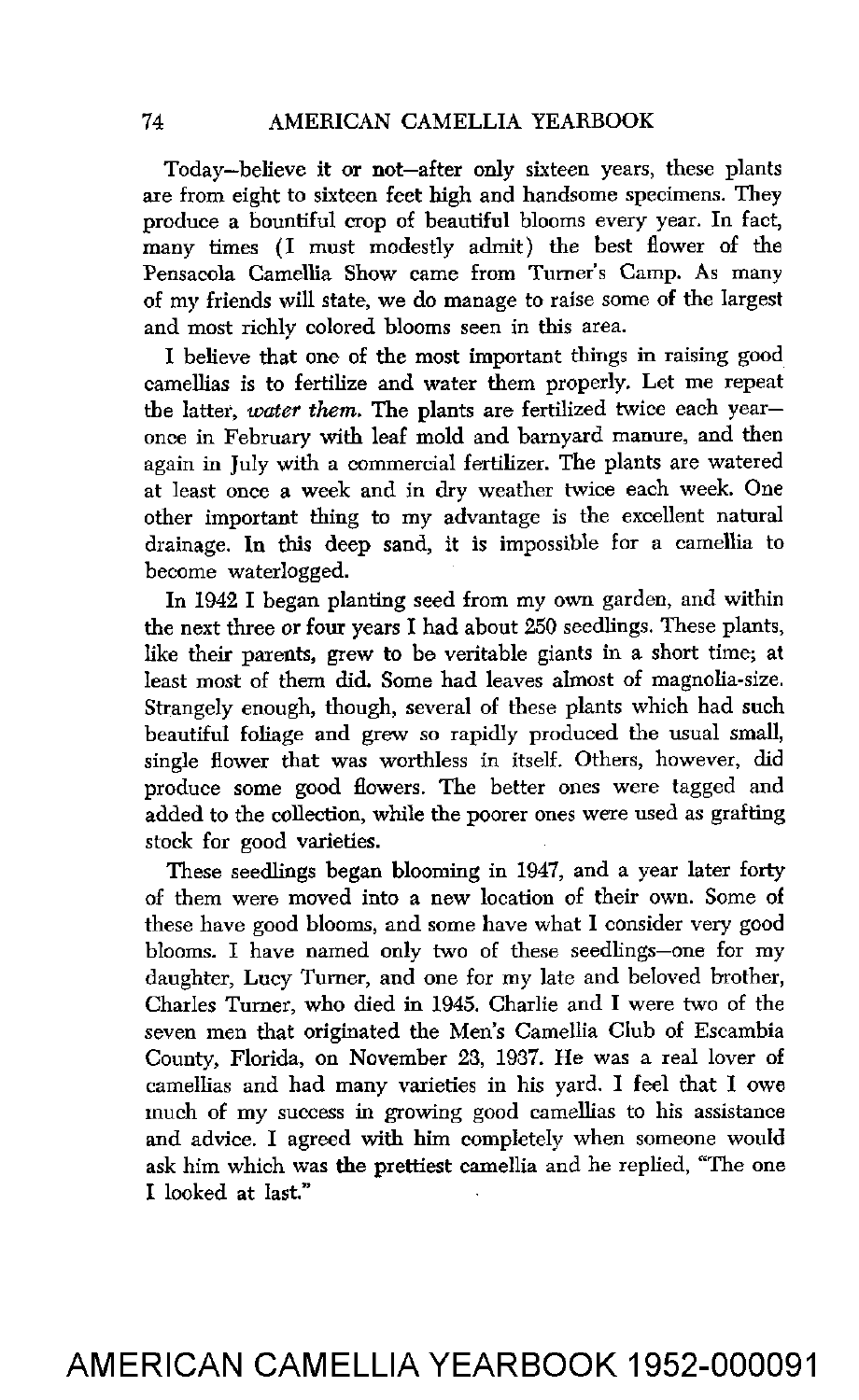Today—believe it or not—after only sixteen years, these plants are from eight to sixteen feet high and handsome specimens. They produce a bountiful crop of beautiful blooms every year. In fact, many times (I must modestly admit) the best flower of the Pensacola Camellia Show came from Turner's Camp. As many of my friends will state, we do manage to raise some of the largest and most richly colored blooms seen in this area.

I believe that one of the most important things in raising good camellias is to fertilize and water them properly. Let me repeat the latter, *water them.* The plants are fertilized twice each year—once in February with leaf mold and barnyard manure, and then again in July with a commercial fertilizer. The plants are watered at least once a week and in dry weather twice each week. One other important thing to my advantage is the excellent natural drainage. In this deep sand, it is impossible for a camellia to become waterlogged.

In 1942 I began planting seed from my own garden, and within the next three or four years I had about 250 seedlings. These plants, like their parents, grew to be veritable giants in a short time; at least most of them did. Some had leaves almost of magnolia-size. Strangely enough, though, several of these plants which had such beautiful foliage and grew so rapidly produced the usual small, single flower that was worthless in itself. Others, however, did produce some good flowers. The better ones were tagged and added to the collection, while the poorer ones were used as grafting stock for good varieties.

These seedlings began blooming in 1947, and a year later forty of them were moved into a new location of their own. Some of these have good blooms, and some have what I consider very good blooms. I have named only two of these seedlings—one for my daughter, Lucy Turner, and one for my late and beloved brother, Charles Turner, who died in 1945. Charlie and I were two of the seven men that originated the Men's Camellia Club of Escambia County, Florida, on November 23, 1937. He was a real lover of camellias and had many varieties in his yard. I feel that I owe much of my success in growing good camellias to his assistance and advice. I agreed with him completely when someone would ask him which was the prettiest camellia and he replied, "The one I looked at last."